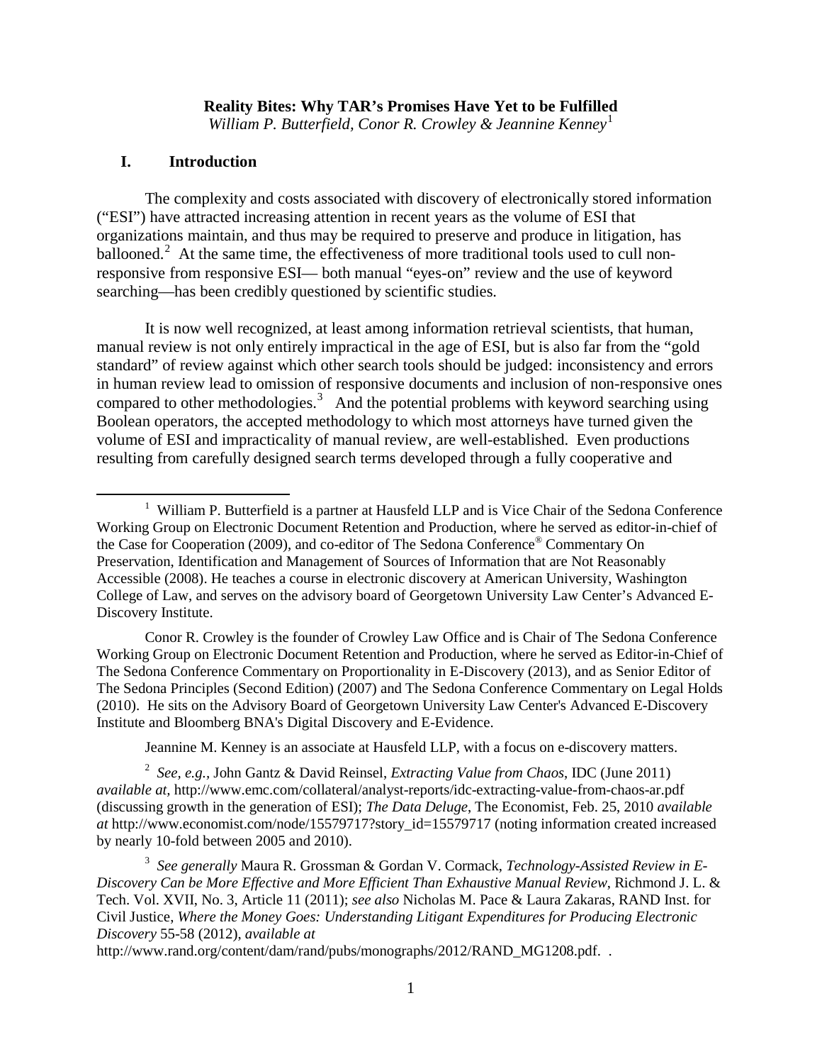**Reality Bites: Why TAR's Promises Have Yet to be Fulfilled**

*William P. Butterfield, Conor R. Crowley & Jeannine Kenney*[1]

## I. Introduction

The complexity and costs associated with discovery of electronically stored information ("ESI") have attracted increasing attention in recent years as the volume of ESI that organizations maintain, and thus may be required to preserve and produce in litigation, has ballooned.[2] At the same time, the effectiveness of more traditional tools used to cull non-responsive from responsive ESI— both manual "eyes-on" review and the use of keyword searching—has been credibly questioned by scientific studies.

It is now well recognized, at least among information retrieval scientists, that human, manual review is not only entirely impractical in the age of ESI, but is also far from the "gold standard" of review against which other search tools should be judged: inconsistency and errors in human review lead to omission of responsive documents and inclusion of non-responsive ones compared to other methodologies.[3] And the potential problems with keyword searching using Boolean operators, the accepted methodology to which most attorneys have turned given the volume of ESI and impracticality of manual review, are well-established. Even productions resulting from carefully designed search terms developed through a fully cooperative and

---

[1] William P. Butterfield is a partner at Hausfeld LLP and is Vice Chair of the Sedona Conference Working Group on Electronic Document Retention and Production, where he served as editor-in-chief of the Case for Cooperation (2009), and co-editor of The Sedona Conference® Commentary On Preservation, Identification and Management of Sources of Information that are Not Reasonably Accessible (2008). He teaches a course in electronic discovery at American University, Washington College of Law, and serves on the advisory board of Georgetown University Law Center's Advanced E-Discovery Institute.

Conor R. Crowley is the founder of Crowley Law Office and is Chair of The Sedona Conference Working Group on Electronic Document Retention and Production, where he served as Editor-in-Chief of The Sedona Conference Commentary on Proportionality in E-Discovery (2013), and as Senior Editor of The Sedona Principles (Second Edition) (2007) and The Sedona Conference Commentary on Legal Holds (2010). He sits on the Advisory Board of Georgetown University Law Center's Advanced E-Discovery Institute and Bloomberg BNA's Digital Discovery and E-Evidence.

Jeannine M. Kenney is an associate at Hausfeld LLP, with a focus on e-discovery matters.

[2] *See, e.g.,* John Gantz & David Reinsel, *Extracting Value from Chaos*, IDC (June 2011) *available at*, http://www.emc.com/collateral/analyst-reports/idc-extracting-value-from-chaos-ar.pdf (discussing growth in the generation of ESI); *The Data Deluge*, The Economist, Feb. 25, 2010 *available at* http://www.economist.com/node/15579717?story_id=15579717 (noting information created increased by nearly 10-fold between 2005 and 2010).

[3] *See generally* Maura R. Grossman & Gordan V. Cormack, *Technology-Assisted Review in E-Discovery Can be More Effective and More Efficient Than Exhaustive Manual Review*, Richmond J. L. & Tech. Vol. XVII, No. 3, Article 11 (2011); *see also* Nicholas M. Pace & Laura Zakaras, RAND Inst. for Civil Justice, *Where the Money Goes: Understanding Litigant Expenditures for Producing Electronic Discovery* 55-58 (2012), *available at* http://www.rand.org/content/dam/rand/pubs/monographs/2012/RAND_MG1208.pdf. .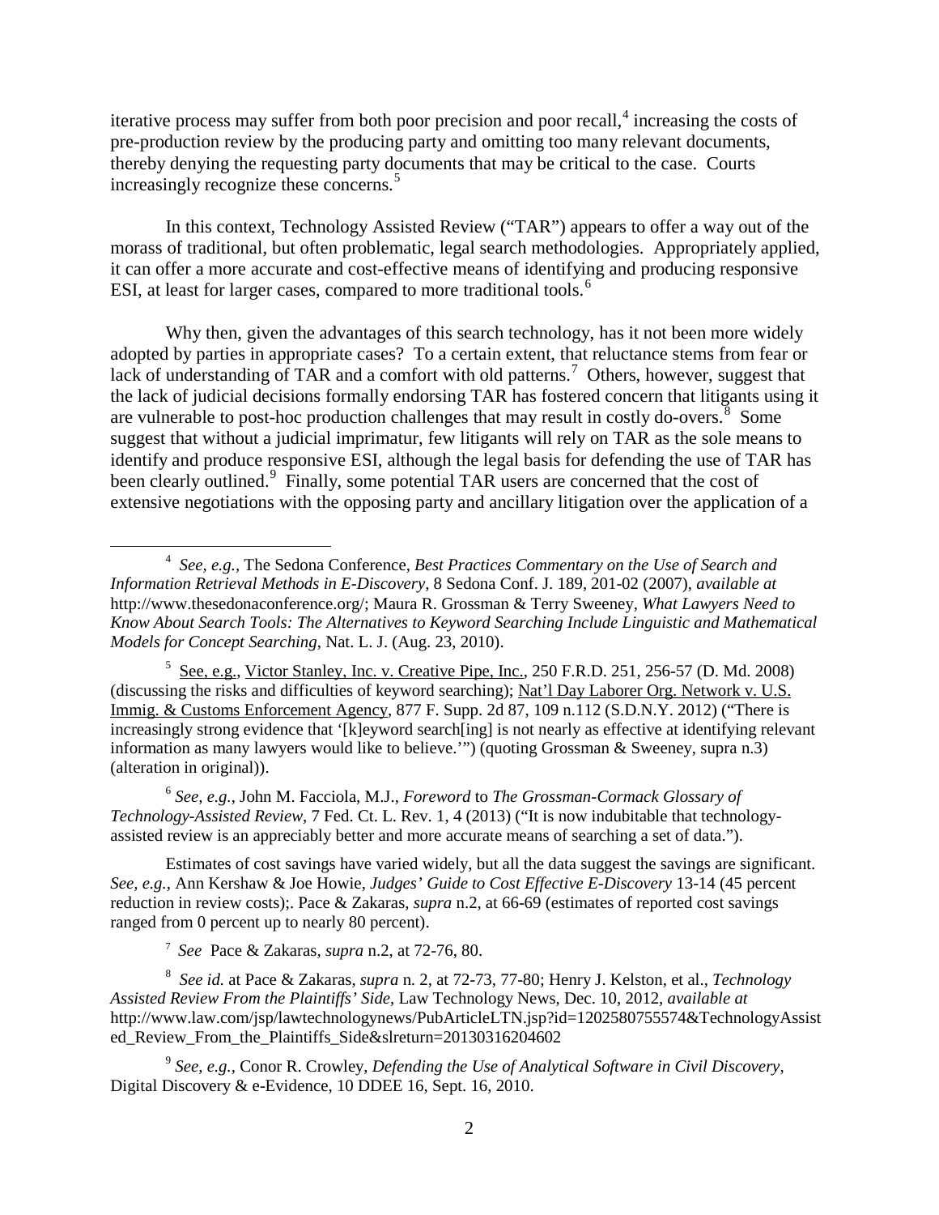iterative process may suffer from both poor precision and poor recall,[4] increasing the costs of pre-production review by the producing party and omitting too many relevant documents, thereby denying the requesting party documents that may be critical to the case. Courts increasingly recognize these concerns.[5]

In this context, Technology Assisted Review ("TAR") appears to offer a way out of the morass of traditional, but often problematic, legal search methodologies. Appropriately applied, it can offer a more accurate and cost-effective means of identifying and producing responsive ESI, at least for larger cases, compared to more traditional tools.[6]

Why then, given the advantages of this search technology, has it not been more widely adopted by parties in appropriate cases? To a certain extent, that reluctance stems from fear or lack of understanding of TAR and a comfort with old patterns.[7] Others, however, suggest that the lack of judicial decisions formally endorsing TAR has fostered concern that litigants using it are vulnerable to post-hoc production challenges that may result in costly do-overs.[8] Some suggest that without a judicial imprimatur, few litigants will rely on TAR as the sole means to identify and produce responsive ESI, although the legal basis for defending the use of TAR has been clearly outlined.[9] Finally, some potential TAR users are concerned that the cost of extensive negotiations with the opposing party and ancillary litigation over the application of a

---

[4] *See, e.g.*, The Sedona Conference, *Best Practices Commentary on the Use of Search and Information Retrieval Methods in E-Discovery,* 8 Sedona Conf. J. 189, 201-02 (2007), *available at* http://www.thesedonaconference.org/; Maura R. Grossman & Terry Sweeney, *What Lawyers Need to Know About Search Tools: The Alternatives to Keyword Searching Include Linguistic and Mathematical Models for Concept Searching*, Nat. L. J. (Aug. 23, 2010).

[5] See, e.g., Victor Stanley, Inc. v. Creative Pipe, Inc., 250 F.R.D. 251, 256-57 (D. Md. 2008) (discussing the risks and difficulties of keyword searching); Nat'l Day Laborer Org. Network v. U.S. Immig. & Customs Enforcement Agency, 877 F. Supp. 2d 87, 109 n.112 (S.D.N.Y. 2012) ("There is increasingly strong evidence that '[k]eyword search[ing] is not nearly as effective at identifying relevant information as many lawyers would like to believe.'") (quoting Grossman & Sweeney, supra n.3) (alteration in original)).

[6] *See, e.g.*, John M. Facciola, M.J., *Foreword* to *The Grossman-Cormack Glossary of Technology-Assisted Review*, 7 Fed. Ct. L. Rev. 1, 4 (2013) ("It is now indubitable that technology-assisted review is an appreciably better and more accurate means of searching a set of data.").

Estimates of cost savings have varied widely, but all the data suggest the savings are significant. *See, e.g.,* Ann Kershaw & Joe Howie, *Judges' Guide to Cost Effective E-Discovery* 13-14 (45 percent reduction in review costs);. Pace & Zakaras, *supra* n.2, at 66-69 (estimates of reported cost savings ranged from 0 percent up to nearly 80 percent).

[7] *See* Pace & Zakaras, *supra* n.2, at 72-76, 80.

[8] *See id.* at Pace & Zakaras, *supra* n. 2, at 72-73, 77-80; Henry J. Kelston, et al., *Technology Assisted Review From the Plaintiffs' Side*, Law Technology News, Dec. 10, 2012, *available at* http://www.law.com/jsp/lawtechnologynews/PubArticleLTN.jsp?id=1202580755574&TechnologyAssisted_Review_From_the_Plaintiffs_Side&slreturn=20130316204602

[9] *See, e.g.*, Conor R. Crowley, *Defending the Use of Analytical Software in Civil Discovery*, Digital Discovery & e-Evidence, 10 DDEE 16, Sept. 16, 2010.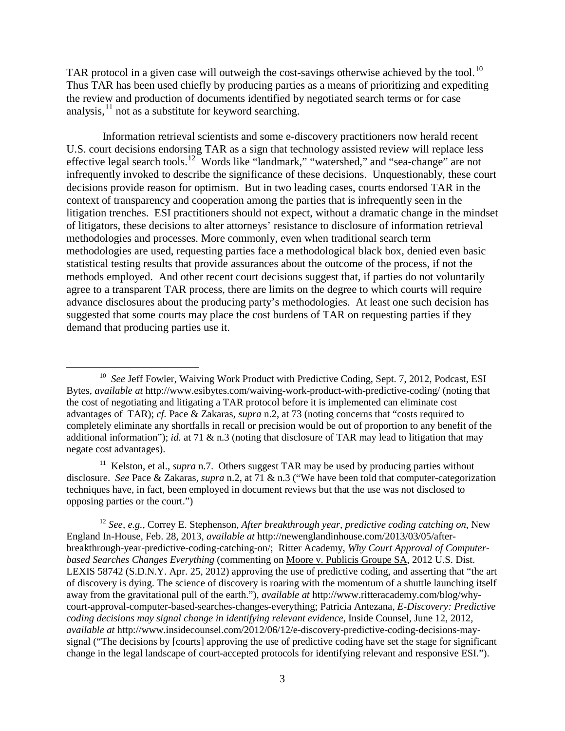TAR protocol in a given case will outweigh the cost-savings otherwise achieved by the tool.[10] Thus TAR has been used chiefly by producing parties as a means of prioritizing and expediting the review and production of documents identified by negotiated search terms or for case analysis,[11] not as a substitute for keyword searching.

Information retrieval scientists and some e-discovery practitioners now herald recent U.S. court decisions endorsing TAR as a sign that technology assisted review will replace less effective legal search tools.[12] Words like "landmark," "watershed," and "sea-change" are not infrequently invoked to describe the significance of these decisions. Unquestionably, these court decisions provide reason for optimism. But in two leading cases, courts endorsed TAR in the context of transparency and cooperation among the parties that is infrequently seen in the litigation trenches. ESI practitioners should not expect, without a dramatic change in the mindset of litigators, these decisions to alter attorneys' resistance to disclosure of information retrieval methodologies and processes. More commonly, even when traditional search term methodologies are used, requesting parties face a methodological black box, denied even basic statistical testing results that provide assurances about the outcome of the process, if not the methods employed. And other recent court decisions suggest that, if parties do not voluntarily agree to a transparent TAR process, there are limits on the degree to which courts will require advance disclosures about the producing party's methodologies. At least one such decision has suggested that some courts may place the cost burdens of TAR on requesting parties if they demand that producing parties use it.

---

[10] *See* Jeff Fowler, Waiving Work Product with Predictive Coding, Sept. 7, 2012, Podcast, ESI Bytes, *available at* http://www.esibytes.com/waiving-work-product-with-predictive-coding/ (noting that the cost of negotiating and litigating a TAR protocol before it is implemented can eliminate cost advantages of TAR); *cf.* Pace & Zakaras, *supra* n.2, at 73 (noting concerns that "costs required to completely eliminate any shortfalls in recall or precision would be out of proportion to any benefit of the additional information"); *id.* at 71 & n.3 (noting that disclosure of TAR may lead to litigation that may negate cost advantages).

[11] Kelston, et al., *supra* n.7. Others suggest TAR may be used by producing parties without disclosure. *See* Pace & Zakaras, *supra* n.2, at 71 & n.3 ("We have been told that computer-categorization techniques have, in fact, been employed in document reviews but that the use was not disclosed to opposing parties or the court.")

[12] *See, e.g.*, Correy E. Stephenson, *After breakthrough year, predictive coding catching on*, New England In-House, Feb. 28, 2013, *available at* http://newenglandinhouse.com/2013/03/05/after-breakthrough-year-predictive-coding-catching-on/; Ritter Academy, *Why Court Approval of Computer-based Searches Changes Everything* (commenting on Moore v. Publicis Groupe SA, 2012 U.S. Dist. LEXIS 58742 (S.D.N.Y. Apr. 25, 2012) approving the use of predictive coding, and asserting that "the art of discovery is dying. The science of discovery is roaring with the momentum of a shuttle launching itself away from the gravitational pull of the earth."), *available at* http://www.ritteracademy.com/blog/why-court-approval-computer-based-searches-changes-everything; Patricia Antezana, *E-Discovery: Predictive coding decisions may signal change in identifying relevant evidence*, Inside Counsel, June 12, 2012, *available at* http://www.insidecounsel.com/2012/06/12/e-discovery-predictive-coding-decisions-may-signal ("The decisions by [courts] approving the use of predictive coding have set the stage for significant change in the legal landscape of court-accepted protocols for identifying relevant and responsive ESI.").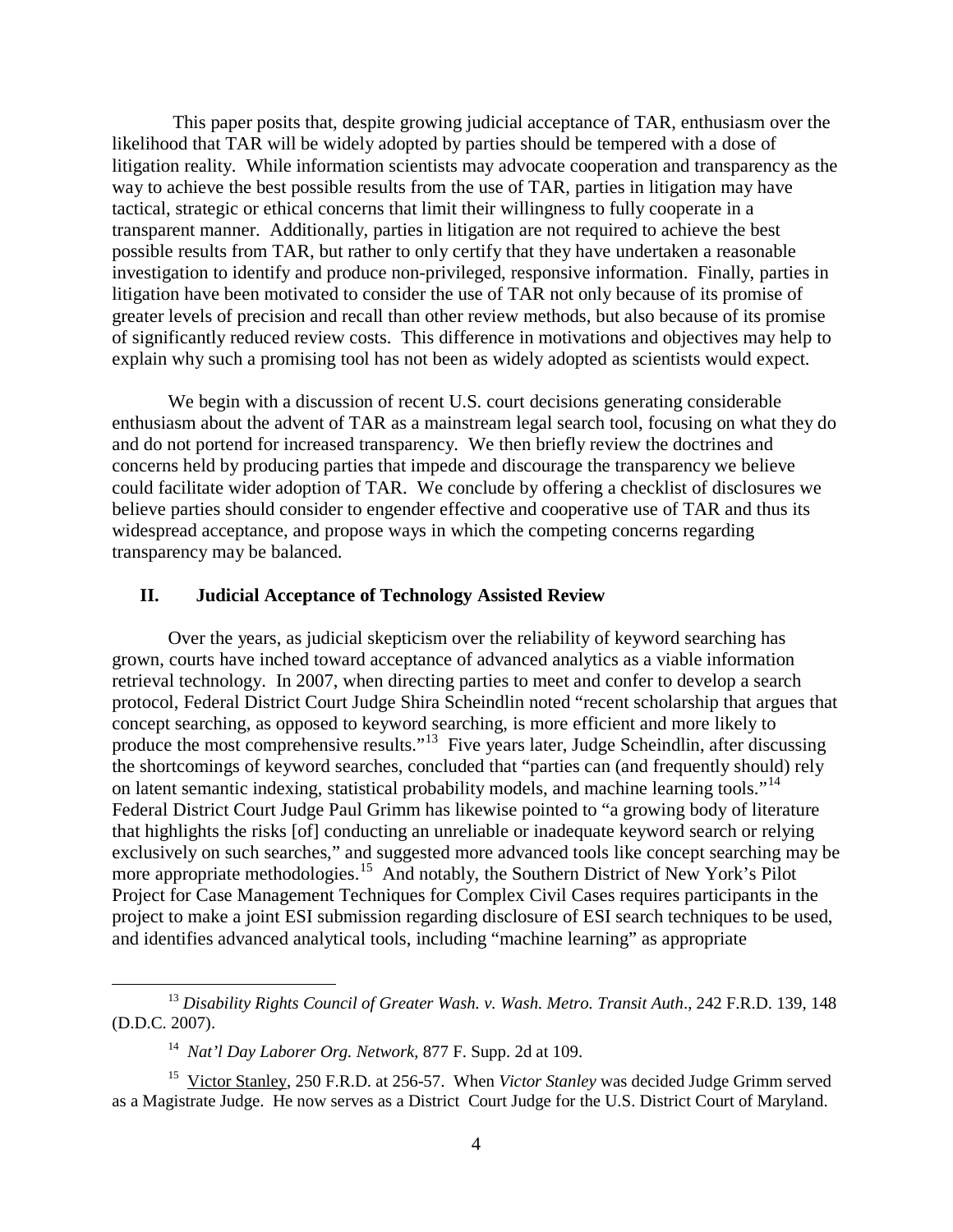This paper posits that, despite growing judicial acceptance of TAR, enthusiasm over the likelihood that TAR will be widely adopted by parties should be tempered with a dose of litigation reality. While information scientists may advocate cooperation and transparency as the way to achieve the best possible results from the use of TAR, parties in litigation may have tactical, strategic or ethical concerns that limit their willingness to fully cooperate in a transparent manner. Additionally, parties in litigation are not required to achieve the best possible results from TAR, but rather to only certify that they have undertaken a reasonable investigation to identify and produce non-privileged, responsive information. Finally, parties in litigation have been motivated to consider the use of TAR not only because of its promise of greater levels of precision and recall than other review methods, but also because of its promise of significantly reduced review costs. This difference in motivations and objectives may help to explain why such a promising tool has not been as widely adopted as scientists would expect.

We begin with a discussion of recent U.S. court decisions generating considerable enthusiasm about the advent of TAR as a mainstream legal search tool, focusing on what they do and do not portend for increased transparency. We then briefly review the doctrines and concerns held by producing parties that impede and discourage the transparency we believe could facilitate wider adoption of TAR. We conclude by offering a checklist of disclosures we believe parties should consider to engender effective and cooperative use of TAR and thus its widespread acceptance, and propose ways in which the competing concerns regarding transparency may be balanced.

## II. Judicial Acceptance of Technology Assisted Review

Over the years, as judicial skepticism over the reliability of keyword searching has grown, courts have inched toward acceptance of advanced analytics as a viable information retrieval technology. In 2007, when directing parties to meet and confer to develop a search protocol, Federal District Court Judge Shira Scheindlin noted "recent scholarship that argues that concept searching, as opposed to keyword searching, is more efficient and more likely to produce the most comprehensive results."[13] Five years later, Judge Scheindlin, after discussing the shortcomings of keyword searches, concluded that "parties can (and frequently should) rely on latent semantic indexing, statistical probability models, and machine learning tools."[14] Federal District Court Judge Paul Grimm has likewise pointed to "a growing body of literature that highlights the risks [of] conducting an unreliable or inadequate keyword search or relying exclusively on such searches," and suggested more advanced tools like concept searching may be more appropriate methodologies.[15] And notably, the Southern District of New York's Pilot Project for Case Management Techniques for Complex Civil Cases requires participants in the project to make a joint ESI submission regarding disclosure of ESI search techniques to be used, and identifies advanced analytical tools, including "machine learning" as appropriate

---

[13] *Disability Rights Council of Greater Wash. v. Wash. Metro. Transit Auth*., 242 F.R.D. 139, 148 (D.D.C. 2007).

[14] *Nat'l Day Laborer Org. Network*, 877 F. Supp. 2d at 109.

[15] Victor Stanley, 250 F.R.D. at 256-57. When *Victor Stanley* was decided Judge Grimm served as a Magistrate Judge. He now serves as a District Court Judge for the U.S. District Court of Maryland.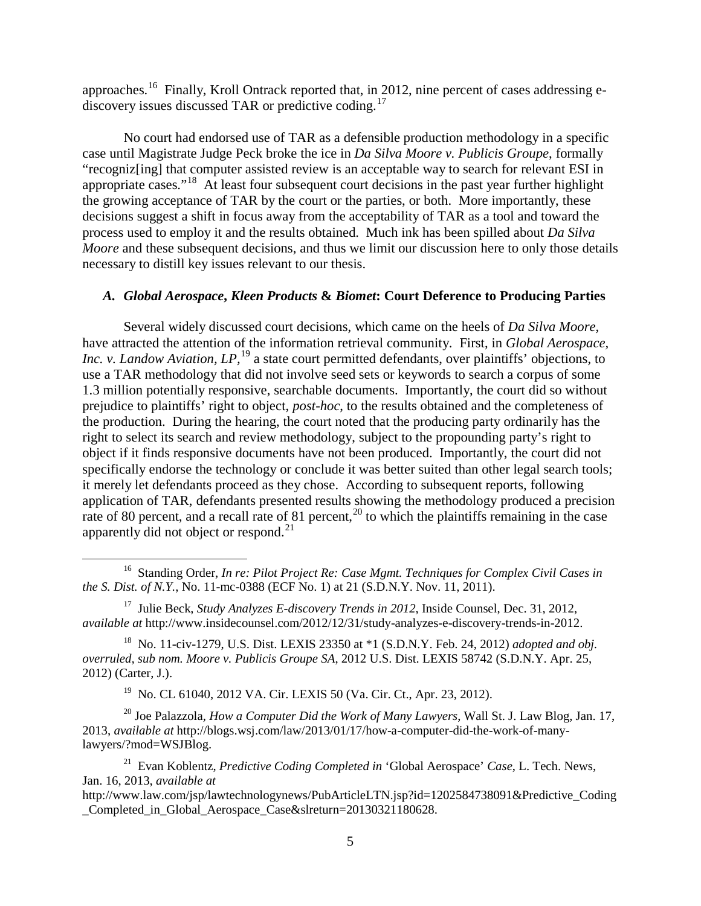approaches.[16] Finally, Kroll Ontrack reported that, in 2012, nine percent of cases addressing e-discovery issues discussed TAR or predictive coding.[17]

No court had endorsed use of TAR as a defensible production methodology in a specific case until Magistrate Judge Peck broke the ice in *Da Silva Moore v. Publicis Groupe*, formally "recogniz[ing] that computer assisted review is an acceptable way to search for relevant ESI in appropriate cases."[18] At least four subsequent court decisions in the past year further highlight the growing acceptance of TAR by the court or the parties, or both. More importantly, these decisions suggest a shift in focus away from the acceptability of TAR as a tool and toward the process used to employ it and the results obtained. Much ink has been spilled about *Da Silva Moore* and these subsequent decisions, and thus we limit our discussion here to only those details necessary to distill key issues relevant to our thesis.

### *A. Global Aerospace, Kleen Products* & *Biomet*: Court Deference to Producing Parties

Several widely discussed court decisions, which came on the heels of *Da Silva Moore*, have attracted the attention of the information retrieval community. First, in *Global Aerospace, Inc. v. Landow Aviation, LP*,[19] a state court permitted defendants, over plaintiffs' objections, to use a TAR methodology that did not involve seed sets or keywords to search a corpus of some 1.3 million potentially responsive, searchable documents. Importantly, the court did so without prejudice to plaintiffs' right to object, *post-hoc*, to the results obtained and the completeness of the production. During the hearing, the court noted that the producing party ordinarily has the right to select its search and review methodology, subject to the propounding party's right to object if it finds responsive documents have not been produced. Importantly, the court did not specifically endorse the technology or conclude it was better suited than other legal search tools; it merely let defendants proceed as they chose. According to subsequent reports, following application of TAR, defendants presented results showing the methodology produced a precision rate of 80 percent, and a recall rate of 81 percent,[20] to which the plaintiffs remaining in the case apparently did not object or respond.[21]

---

[16] Standing Order, *In re: Pilot Project Re: Case Mgmt. Techniques for Complex Civil Cases in the S. Dist. of N.Y.*, No. 11-mc-0388 (ECF No. 1) at 21 (S.D.N.Y. Nov. 11, 2011).

[17] Julie Beck, *Study Analyzes E-discovery Trends in 2012*, Inside Counsel, Dec. 31, 2012, *available at* http://www.insidecounsel.com/2012/12/31/study-analyzes-e-discovery-trends-in-2012.

[18] No. 11-civ-1279, U.S. Dist. LEXIS 23350 at *1 (S.D.N.Y. Feb. 24, 2012) *adopted and obj. overruled, sub nom. Moore v. Publicis Groupe SA*, 2012 U.S. Dist. LEXIS 58742 (S.D.N.Y. Apr. 25, 2012) (Carter, J.).

[19] No. CL 61040, 2012 VA. Cir. LEXIS 50 (Va. Cir. Ct., Apr. 23, 2012).

[20] Joe Palazzola, *How a Computer Did the Work of Many Lawyers*, Wall St. J. Law Blog, Jan. 17, 2013, *available at* http://blogs.wsj.com/law/2013/01/17/how-a-computer-did-the-work-of-many-lawyers/?mod=WSJBlog.

[21] Evan Koblentz, *Predictive Coding Completed in* 'Global Aerospace' *Case*, L. Tech. News, Jan. 16, 2013, *available at* http://www.law.com/jsp/lawtechnologynews/PubArticleLTN.jsp?id=1202584738091&Predictive_Coding_Completed_in_Global_Aerospace_Case&slreturn=20130321180628.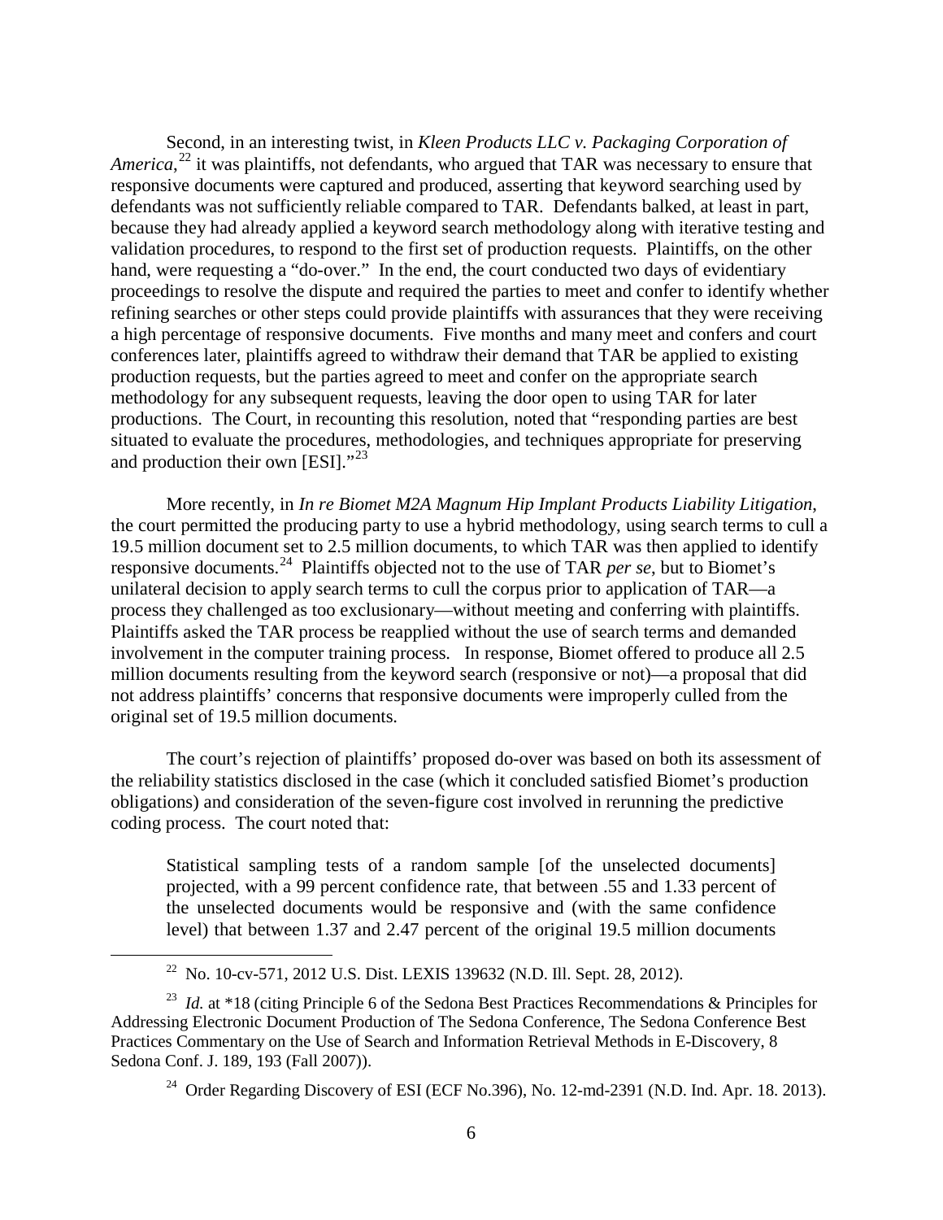Second, in an interesting twist, in *Kleen Products LLC v. Packaging Corporation of America*,[22] it was plaintiffs, not defendants, who argued that TAR was necessary to ensure that responsive documents were captured and produced, asserting that keyword searching used by defendants was not sufficiently reliable compared to TAR. Defendants balked, at least in part, because they had already applied a keyword search methodology along with iterative testing and validation procedures, to respond to the first set of production requests. Plaintiffs, on the other hand, were requesting a "do-over." In the end, the court conducted two days of evidentiary proceedings to resolve the dispute and required the parties to meet and confer to identify whether refining searches or other steps could provide plaintiffs with assurances that they were receiving a high percentage of responsive documents. Five months and many meet and confers and court conferences later, plaintiffs agreed to withdraw their demand that TAR be applied to existing production requests, but the parties agreed to meet and confer on the appropriate search methodology for any subsequent requests, leaving the door open to using TAR for later productions. The Court, in recounting this resolution, noted that "responding parties are best situated to evaluate the procedures, methodologies, and techniques appropriate for preserving and production their own [ESI]."[23]

More recently, in *In re Biomet M2A Magnum Hip Implant Products Liability Litigation*, the court permitted the producing party to use a hybrid methodology, using search terms to cull a 19.5 million document set to 2.5 million documents, to which TAR was then applied to identify responsive documents.[24] Plaintiffs objected not to the use of TAR *per se*, but to Biomet's unilateral decision to apply search terms to cull the corpus prior to application of TAR—a process they challenged as too exclusionary—without meeting and conferring with plaintiffs. Plaintiffs asked the TAR process be reapplied without the use of search terms and demanded involvement in the computer training process. In response, Biomet offered to produce all 2.5 million documents resulting from the keyword search (responsive or not)—a proposal that did not address plaintiffs' concerns that responsive documents were improperly culled from the original set of 19.5 million documents.

The court's rejection of plaintiffs' proposed do-over was based on both its assessment of the reliability statistics disclosed in the case (which it concluded satisfied Biomet's production obligations) and consideration of the seven-figure cost involved in rerunning the predictive coding process. The court noted that:

> Statistical sampling tests of a random sample [of the unselected documents] projected, with a 99 percent confidence rate, that between .55 and 1.33 percent of the unselected documents would be responsive and (with the same confidence level) that between 1.37 and 2.47 percent of the original 19.5 million documents

---

[22] No. 10-cv-571, 2012 U.S. Dist. LEXIS 139632 (N.D. Ill. Sept. 28, 2012).

[23] *Id.* at *18 (citing Principle 6 of the Sedona Best Practices Recommendations & Principles for Addressing Electronic Document Production of The Sedona Conference, The Sedona Conference Best Practices Commentary on the Use of Search and Information Retrieval Methods in E-Discovery, 8 Sedona Conf. J. 189, 193 (Fall 2007)).

[24] Order Regarding Discovery of ESI (ECF No.396), No. 12-md-2391 (N.D. Ind. Apr. 18. 2013).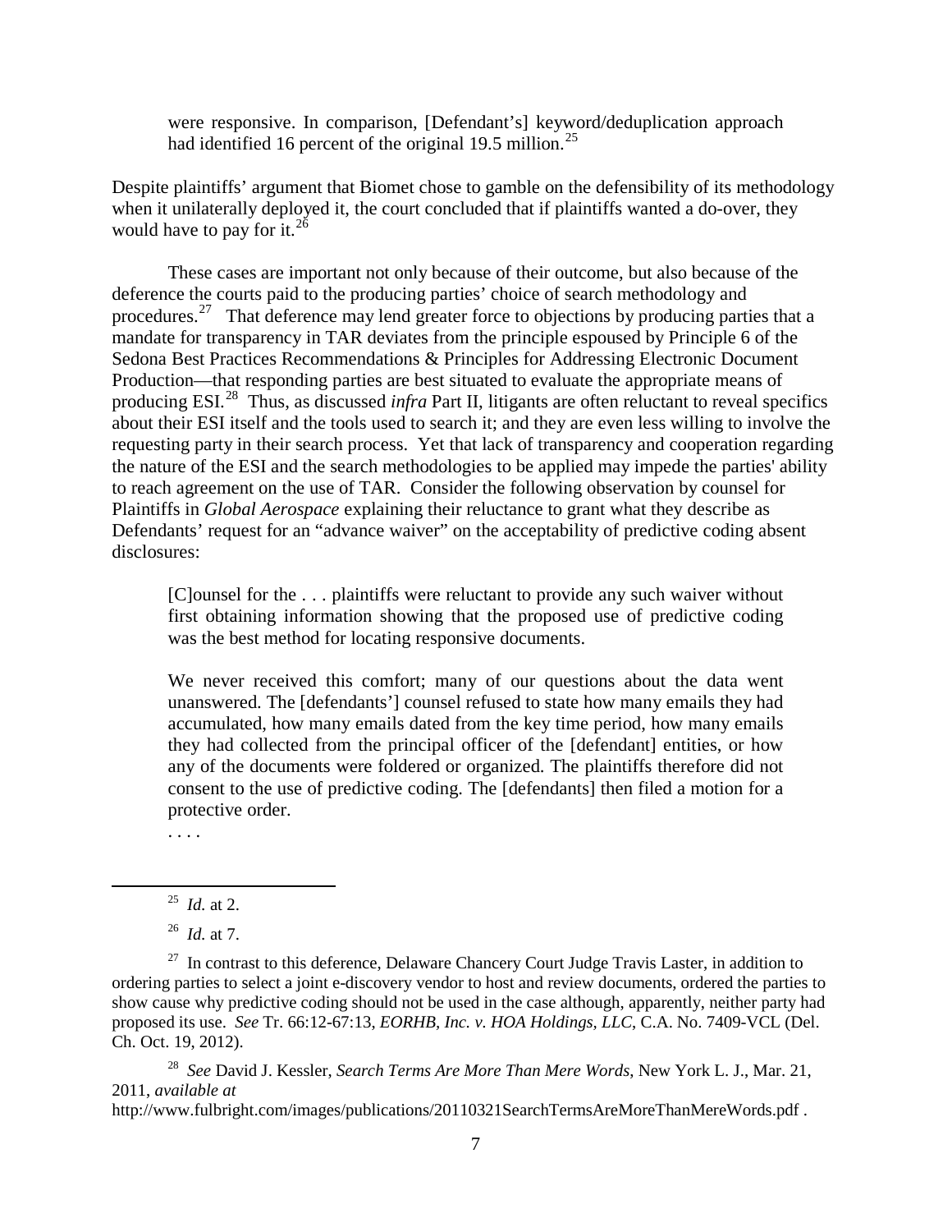> were responsive. In comparison, [Defendant's] keyword/deduplication approach had identified 16 percent of the original 19.5 million.[25]

Despite plaintiffs' argument that Biomet chose to gamble on the defensibility of its methodology when it unilaterally deployed it, the court concluded that if plaintiffs wanted a do-over, they would have to pay for it.[26]

These cases are important not only because of their outcome, but also because of the deference the courts paid to the producing parties' choice of search methodology and procedures.[27] That deference may lend greater force to objections by producing parties that a mandate for transparency in TAR deviates from the principle espoused by Principle 6 of the Sedona Best Practices Recommendations & Principles for Addressing Electronic Document Production—that responding parties are best situated to evaluate the appropriate means of producing ESI.[28] Thus, as discussed *infra* Part II, litigants are often reluctant to reveal specifics about their ESI itself and the tools used to search it; and they are even less willing to involve the requesting party in their search process. Yet that lack of transparency and cooperation regarding the nature of the ESI and the search methodologies to be applied may impede the parties' ability to reach agreement on the use of TAR. Consider the following observation by counsel for Plaintiffs in *Global Aerospace* explaining their reluctance to grant what they describe as Defendants' request for an "advance waiver" on the acceptability of predictive coding absent disclosures:

> [C]ounsel for the . . . plaintiffs were reluctant to provide any such waiver without first obtaining information showing that the proposed use of predictive coding was the best method for locating responsive documents.
>
> We never received this comfort; many of our questions about the data went unanswered. The [defendants'] counsel refused to state how many emails they had accumulated, how many emails dated from the key time period, how many emails they had collected from the principal officer of the [defendant] entities, or how any of the documents were foldered or organized. The plaintiffs therefore did not consent to the use of predictive coding. The [defendants] then filed a motion for a protective order.
>
> . . . .

---

[25] *Id.* at 2.

[26] *Id.* at 7.

[27] In contrast to this deference, Delaware Chancery Court Judge Travis Laster, in addition to ordering parties to select a joint e-discovery vendor to host and review documents, ordered the parties to show cause why predictive coding should not be used in the case although, apparently, neither party had proposed its use. *See* Tr. 66:12-67:13, *EORHB, Inc. v. HOA Holdings, LLC*, C.A. No. 7409-VCL (Del. Ch. Oct. 19, 2012).

[28] *See* David J. Kessler, *Search Terms Are More Than Mere Words*, New York L. J., Mar. 21, 2011, *available at* http://www.fulbright.com/images/publications/20110321SearchTermsAreMoreThanMereWords.pdf .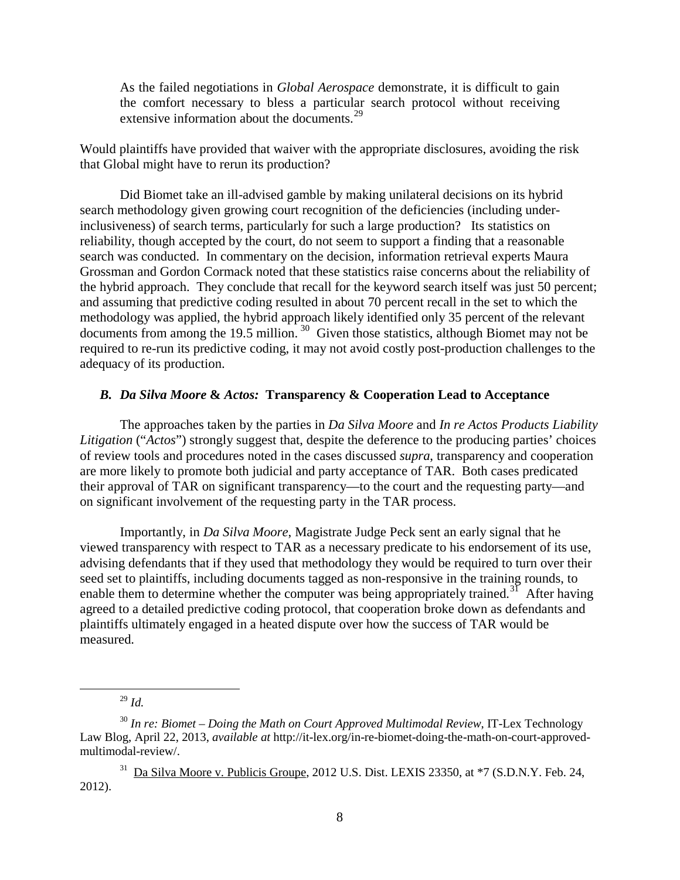> As the failed negotiations in *Global Aerospace* demonstrate, it is difficult to gain the comfort necessary to bless a particular search protocol without receiving extensive information about the documents.[29]

Would plaintiffs have provided that waiver with the appropriate disclosures, avoiding the risk that Global might have to rerun its production?

Did Biomet take an ill-advised gamble by making unilateral decisions on its hybrid search methodology given growing court recognition of the deficiencies (including under-inclusiveness) of search terms, particularly for such a large production? Its statistics on reliability, though accepted by the court, do not seem to support a finding that a reasonable search was conducted. In commentary on the decision, information retrieval experts Maura Grossman and Gordon Cormack noted that these statistics raise concerns about the reliability of the hybrid approach. They conclude that recall for the keyword search itself was just 50 percent; and assuming that predictive coding resulted in about 70 percent recall in the set to which the methodology was applied, the hybrid approach likely identified only 35 percent of the relevant documents from among the 19.5 million.[30] Given those statistics, although Biomet may not be required to re-run its predictive coding, it may not avoid costly post-production challenges to the adequacy of its production.

### *B. Da Silva Moore* & *Actos:* Transparency & Cooperation Lead to Acceptance

The approaches taken by the parties in *Da Silva Moore* and *In re Actos Products Liability Litigation* ("*Actos*") strongly suggest that, despite the deference to the producing parties' choices of review tools and procedures noted in the cases discussed *supra*, transparency and cooperation are more likely to promote both judicial and party acceptance of TAR. Both cases predicated their approval of TAR on significant transparency—to the court and the requesting party—and on significant involvement of the requesting party in the TAR process.

Importantly, in *Da Silva Moore*, Magistrate Judge Peck sent an early signal that he viewed transparency with respect to TAR as a necessary predicate to his endorsement of its use, advising defendants that if they used that methodology they would be required to turn over their seed set to plaintiffs, including documents tagged as non-responsive in the training rounds, to enable them to determine whether the computer was being appropriately trained.[31] After having agreed to a detailed predictive coding protocol, that cooperation broke down as defendants and plaintiffs ultimately engaged in a heated dispute over how the success of TAR would be measured.

---

[29] *Id.*

[30] *In re: Biomet – Doing the Math on Court Approved Multimodal Review*, IT-Lex Technology Law Blog, April 22, 2013, *available at* http://it-lex.org/in-re-biomet-doing-the-math-on-court-approved-multimodal-review/.

[31] Da Silva Moore v. Publicis Groupe, 2012 U.S. Dist. LEXIS 23350, at *7 (S.D.N.Y. Feb. 24, 2012).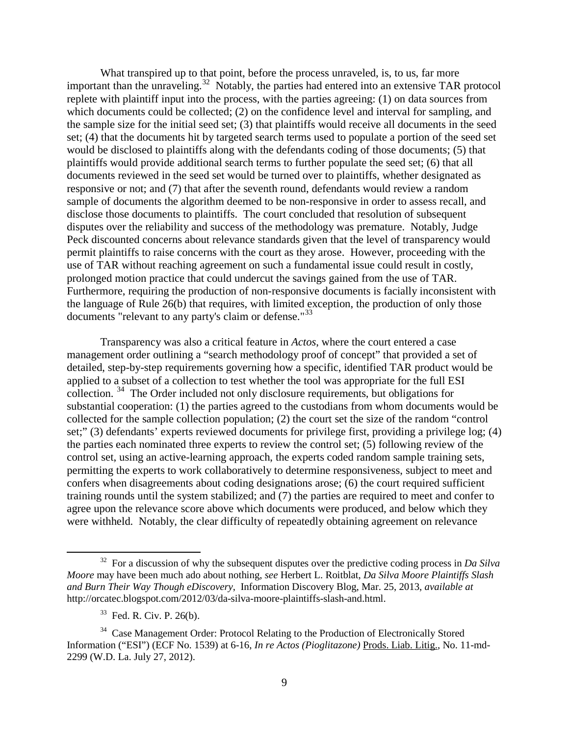What transpired up to that point, before the process unraveled, is, to us, far more important than the unraveling.[32] Notably, the parties had entered into an extensive TAR protocol replete with plaintiff input into the process, with the parties agreeing: (1) on data sources from which documents could be collected; (2) on the confidence level and interval for sampling, and the sample size for the initial seed set; (3) that plaintiffs would receive all documents in the seed set; (4) that the documents hit by targeted search terms used to populate a portion of the seed set would be disclosed to plaintiffs along with the defendants coding of those documents; (5) that plaintiffs would provide additional search terms to further populate the seed set; (6) that all documents reviewed in the seed set would be turned over to plaintiffs, whether designated as responsive or not; and (7) that after the seventh round, defendants would review a random sample of documents the algorithm deemed to be non-responsive in order to assess recall, and disclose those documents to plaintiffs. The court concluded that resolution of subsequent disputes over the reliability and success of the methodology was premature. Notably, Judge Peck discounted concerns about relevance standards given that the level of transparency would permit plaintiffs to raise concerns with the court as they arose. However, proceeding with the use of TAR without reaching agreement on such a fundamental issue could result in costly, prolonged motion practice that could undercut the savings gained from the use of TAR. Furthermore, requiring the production of non-responsive documents is facially inconsistent with the language of Rule 26(b) that requires, with limited exception, the production of only those documents "relevant to any party's claim or defense."[33]

Transparency was also a critical feature in *Actos*, where the court entered a case management order outlining a "search methodology proof of concept" that provided a set of detailed, step-by-step requirements governing how a specific, identified TAR product would be applied to a subset of a collection to test whether the tool was appropriate for the full ESI collection.[34] The Order included not only disclosure requirements, but obligations for substantial cooperation: (1) the parties agreed to the custodians from whom documents would be collected for the sample collection population; (2) the court set the size of the random "control set;" (3) defendants' experts reviewed documents for privilege first, providing a privilege log; (4) the parties each nominated three experts to review the control set; (5) following review of the control set, using an active-learning approach, the experts coded random sample training sets, permitting the experts to work collaboratively to determine responsiveness, subject to meet and confers when disagreements about coding designations arose; (6) the court required sufficient training rounds until the system stabilized; and (7) the parties are required to meet and confer to agree upon the relevance score above which documents were produced, and below which they were withheld. Notably, the clear difficulty of repeatedly obtaining agreement on relevance

---

[32] For a discussion of why the subsequent disputes over the predictive coding process in *Da Silva Moore* may have been much ado about nothing, *see* Herbert L. Roitblat, *Da Silva Moore Plaintiffs Slash and Burn Their Way Though eDiscovery*, Information Discovery Blog, Mar. 25, 2013, *available at* http://orcatec.blogspot.com/2012/03/da-silva-moore-plaintiffs-slash-and.html.

[33] Fed. R. Civ. P. 26(b).

[34] Case Management Order: Protocol Relating to the Production of Electronically Stored Information ("ESI") (ECF No. 1539) at 6-16, *In re Actos (Pioglitazone)* Prods. Liab. Litig., No. 11-md-2299 (W.D. La. July 27, 2012).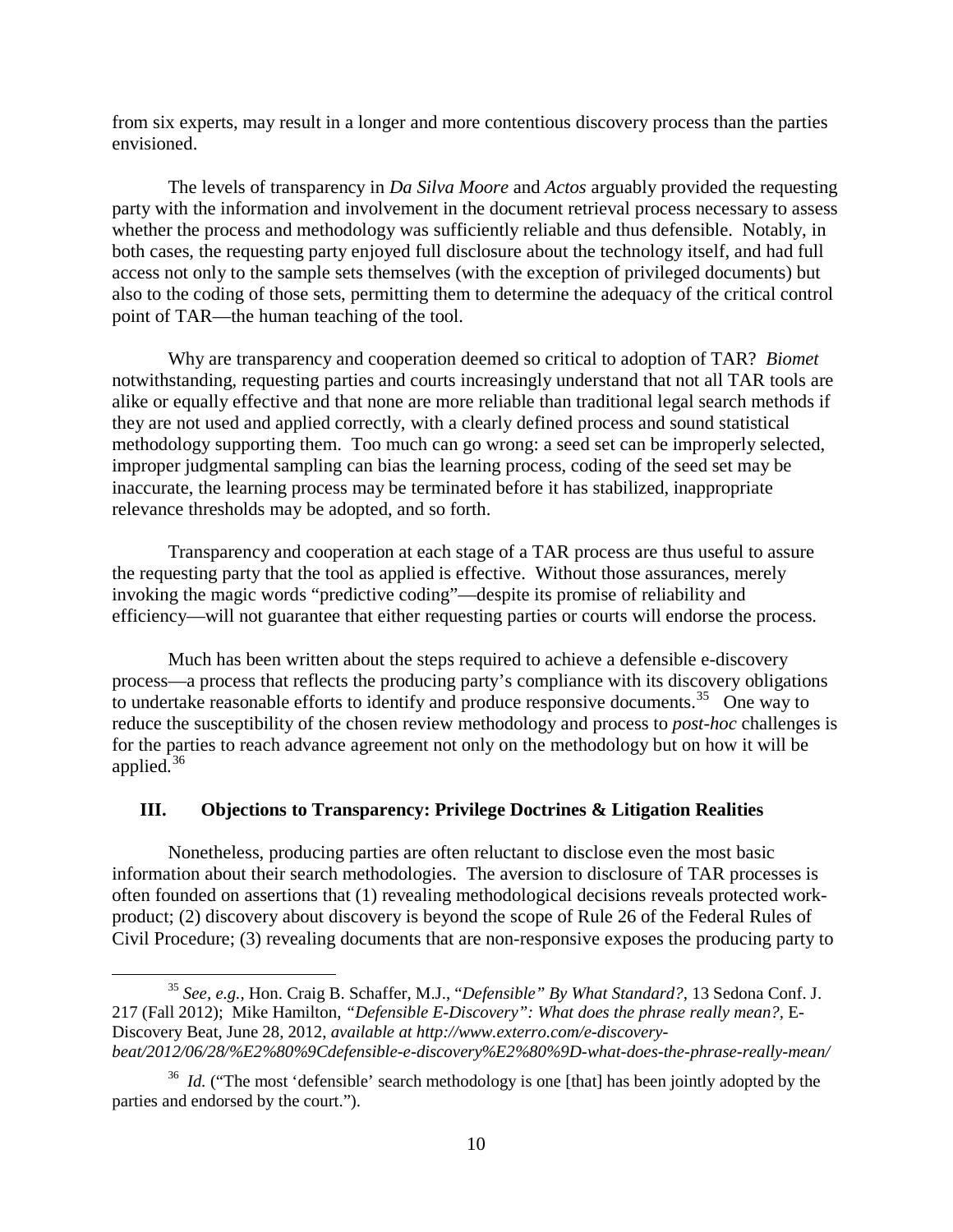from six experts, may result in a longer and more contentious discovery process than the parties envisioned.

The levels of transparency in *Da Silva Moore* and *Actos* arguably provided the requesting party with the information and involvement in the document retrieval process necessary to assess whether the process and methodology was sufficiently reliable and thus defensible. Notably, in both cases, the requesting party enjoyed full disclosure about the technology itself, and had full access not only to the sample sets themselves (with the exception of privileged documents) but also to the coding of those sets, permitting them to determine the adequacy of the critical control point of TAR—the human teaching of the tool.

Why are transparency and cooperation deemed so critical to adoption of TAR? *Biomet* notwithstanding, requesting parties and courts increasingly understand that not all TAR tools are alike or equally effective and that none are more reliable than traditional legal search methods if they are not used and applied correctly, with a clearly defined process and sound statistical methodology supporting them. Too much can go wrong: a seed set can be improperly selected, improper judgmental sampling can bias the learning process, coding of the seed set may be inaccurate, the learning process may be terminated before it has stabilized, inappropriate relevance thresholds may be adopted, and so forth.

Transparency and cooperation at each stage of a TAR process are thus useful to assure the requesting party that the tool as applied is effective. Without those assurances, merely invoking the magic words "predictive coding"—despite its promise of reliability and efficiency—will not guarantee that either requesting parties or courts will endorse the process.

Much has been written about the steps required to achieve a defensible e-discovery process—a process that reflects the producing party's compliance with its discovery obligations to undertake reasonable efforts to identify and produce responsive documents.[35] One way to reduce the susceptibility of the chosen review methodology and process to *post-hoc* challenges is for the parties to reach advance agreement not only on the methodology but on how it will be applied.[36]

## III. Objections to Transparency: Privilege Doctrines & Litigation Realities

Nonetheless, producing parties are often reluctant to disclose even the most basic information about their search methodologies. The aversion to disclosure of TAR processes is often founded on assertions that (1) revealing methodological decisions reveals protected work-product; (2) discovery about discovery is beyond the scope of Rule 26 of the Federal Rules of Civil Procedure; (3) revealing documents that are non-responsive exposes the producing party to

---

[35] *See, e.g.*, Hon. Craig B. Schaffer, M.J., "*Defensible" By What Standard?*, 13 Sedona Conf. J. 217 (Fall 2012); Mike Hamilton, *"Defensible E-Discovery": What does the phrase really mean?*, E-Discovery Beat, June 28, 2012, *available at http://www.exterro.com/e-discovery-beat/2012/06/28/%E2%80%9Cdefensible-e-discovery%E2%80%9D-what-does-the-phrase-really-mean/*

[36] *Id.* ("The most 'defensible' search methodology is one [that] has been jointly adopted by the parties and endorsed by the court.").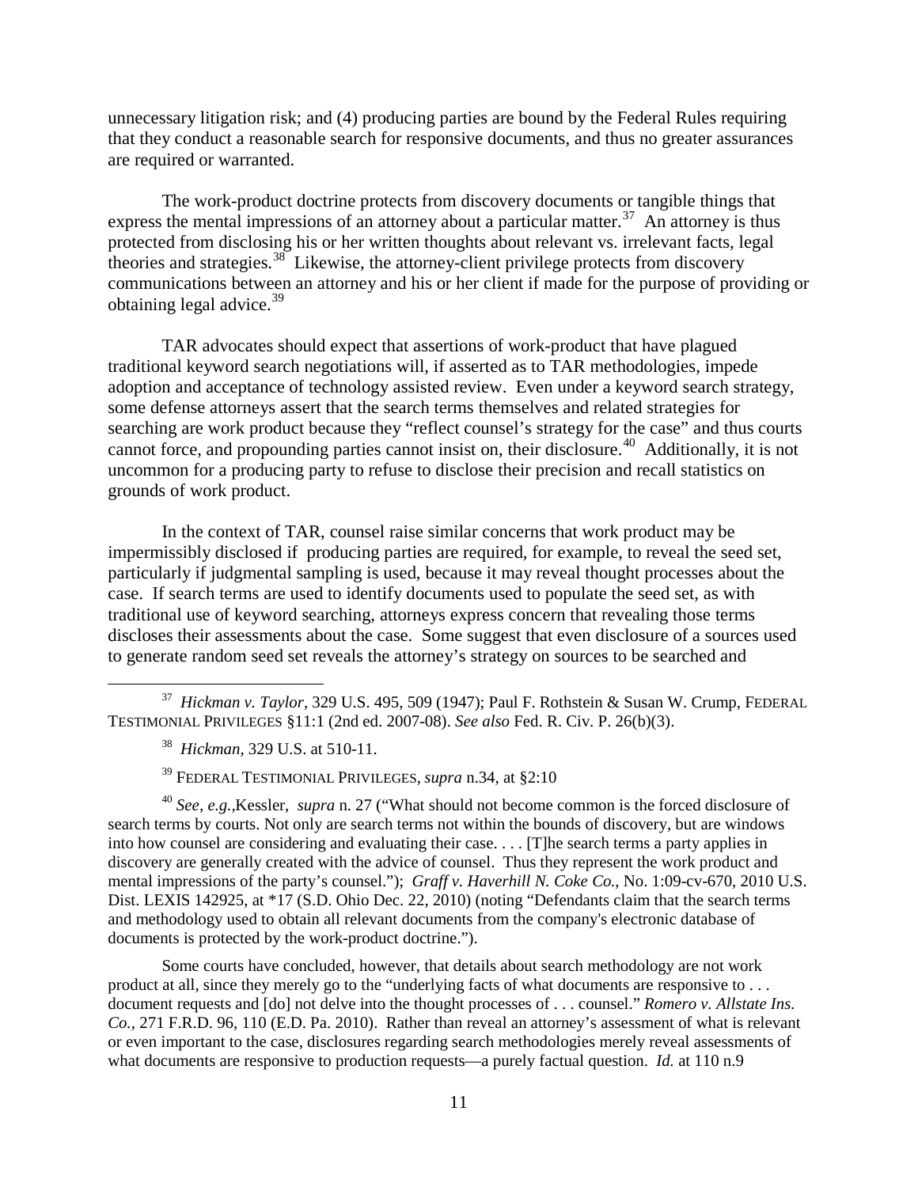unnecessary litigation risk; and (4) producing parties are bound by the Federal Rules requiring that they conduct a reasonable search for responsive documents, and thus no greater assurances are required or warranted.

The work-product doctrine protects from discovery documents or tangible things that express the mental impressions of an attorney about a particular matter.[37] An attorney is thus protected from disclosing his or her written thoughts about relevant vs. irrelevant facts, legal theories and strategies.[38] Likewise, the attorney-client privilege protects from discovery communications between an attorney and his or her client if made for the purpose of providing or obtaining legal advice.[39]

TAR advocates should expect that assertions of work-product that have plagued traditional keyword search negotiations will, if asserted as to TAR methodologies, impede adoption and acceptance of technology assisted review. Even under a keyword search strategy, some defense attorneys assert that the search terms themselves and related strategies for searching are work product because they "reflect counsel's strategy for the case" and thus courts cannot force, and propounding parties cannot insist on, their disclosure.[40] Additionally, it is not uncommon for a producing party to refuse to disclose their precision and recall statistics on grounds of work product.

In the context of TAR, counsel raise similar concerns that work product may be impermissibly disclosed if producing parties are required, for example, to reveal the seed set, particularly if judgmental sampling is used, because it may reveal thought processes about the case. If search terms are used to identify documents used to populate the seed set, as with traditional use of keyword searching, attorneys express concern that revealing those terms discloses their assessments about the case. Some suggest that even disclosure of a sources used to generate random seed set reveals the attorney's strategy on sources to be searched and

---

[37] *Hickman v. Taylor*, 329 U.S. 495, 509 (1947); Paul F. Rothstein & Susan W. Crump, FEDERAL TESTIMONIAL PRIVILEGES §11:1 (2nd ed. 2007-08). *See also* Fed. R. Civ. P. 26(b)(3).

[38] *Hickman*, 329 U.S. at 510-11.

[39] FEDERAL TESTIMONIAL PRIVILEGES, *supra* n.34, at §2:10

[40] *See, e.g.,*Kessler, *supra* n. 27 ("What should not become common is the forced disclosure of search terms by courts. Not only are search terms not within the bounds of discovery, but are windows into how counsel are considering and evaluating their case. . . . [T]he search terms a party applies in discovery are generally created with the advice of counsel. Thus they represent the work product and mental impressions of the party's counsel."); *Graff v. Haverhill N. Coke Co.*, No. 1:09-cv-670, 2010 U.S. Dist. LEXIS 142925, at *17 (S.D. Ohio Dec. 22, 2010) (noting "Defendants claim that the search terms and methodology used to obtain all relevant documents from the company's electronic database of documents is protected by the work-product doctrine.").

Some courts have concluded, however, that details about search methodology are not work product at all, since they merely go to the "underlying facts of what documents are responsive to . . . document requests and [do] not delve into the thought processes of . . . counsel." *Romero v. Allstate Ins. Co.*, 271 F.R.D. 96, 110 (E.D. Pa. 2010). Rather than reveal an attorney's assessment of what is relevant or even important to the case, disclosures regarding search methodologies merely reveal assessments of what documents are responsive to production requests—a purely factual question. *Id.* at 110 n.9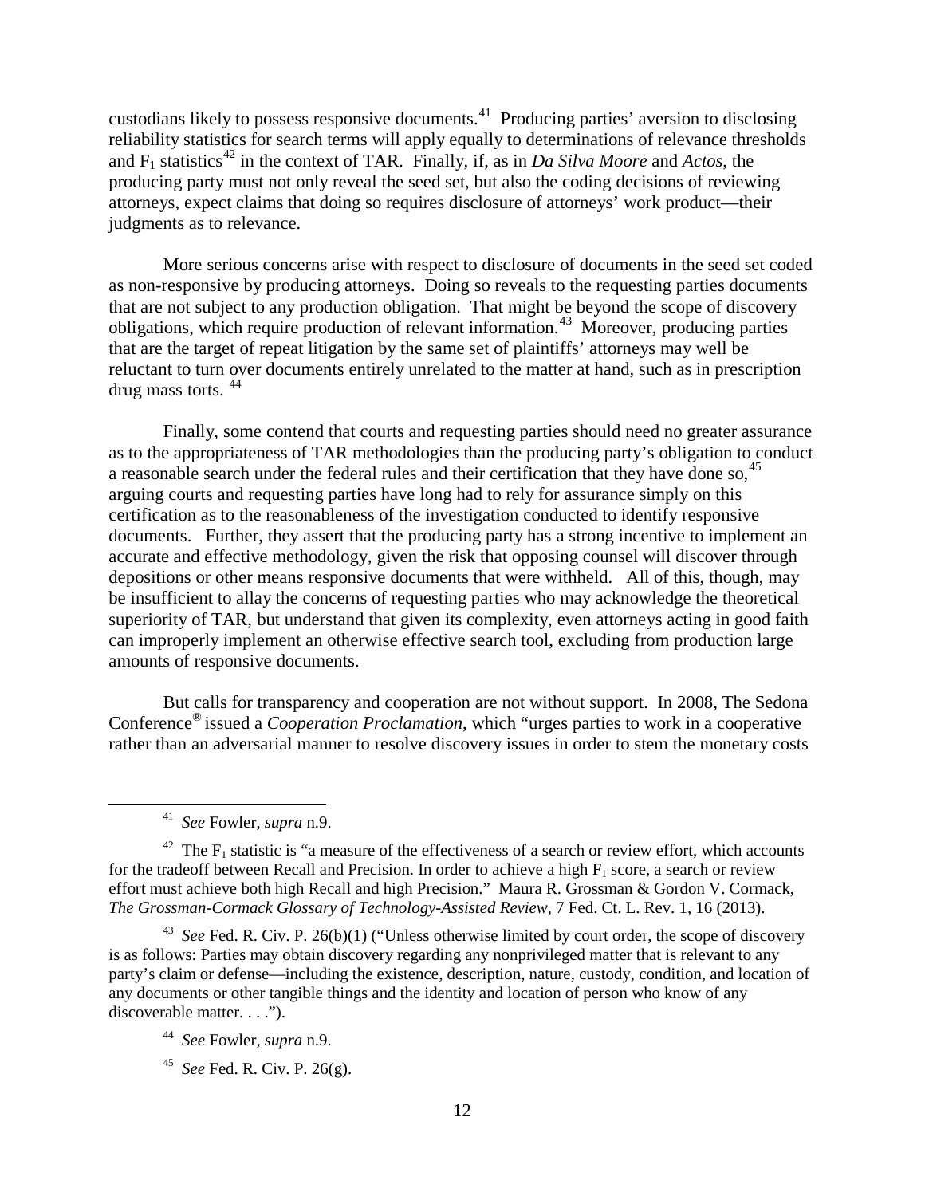custodians likely to possess responsive documents.[41] Producing parties' aversion to disclosing reliability statistics for search terms will apply equally to determinations of relevance thresholds and $F_1$ statistics[42] in the context of TAR. Finally, if, as in *Da Silva Moore* and *Actos*, the producing party must not only reveal the seed set, but also the coding decisions of reviewing attorneys, expect claims that doing so requires disclosure of attorneys' work product—their judgments as to relevance.

More serious concerns arise with respect to disclosure of documents in the seed set coded as non-responsive by producing attorneys. Doing so reveals to the requesting parties documents that are not subject to any production obligation. That might be beyond the scope of discovery obligations, which require production of relevant information.[43] Moreover, producing parties that are the target of repeat litigation by the same set of plaintiffs' attorneys may well be reluctant to turn over documents entirely unrelated to the matter at hand, such as in prescription drug mass torts. [44]

Finally, some contend that courts and requesting parties should need no greater assurance as to the appropriateness of TAR methodologies than the producing party's obligation to conduct a reasonable search under the federal rules and their certification that they have done so,[45] arguing courts and requesting parties have long had to rely for assurance simply on this certification as to the reasonableness of the investigation conducted to identify responsive documents. Further, they assert that the producing party has a strong incentive to implement an accurate and effective methodology, given the risk that opposing counsel will discover through depositions or other means responsive documents that were withheld. All of this, though, may be insufficient to allay the concerns of requesting parties who may acknowledge the theoretical superiority of TAR, but understand that given its complexity, even attorneys acting in good faith can improperly implement an otherwise effective search tool, excluding from production large amounts of responsive documents.

But calls for transparency and cooperation are not without support. In 2008, The Sedona Conference® issued a *Cooperation Proclamation*, which "urges parties to work in a cooperative rather than an adversarial manner to resolve discovery issues in order to stem the monetary costs

---

[41] *See* Fowler, *supra* n.9.

[42] The $F_1$ statistic is "a measure of the effectiveness of a search or review effort, which accounts for the tradeoff between Recall and Precision. In order to achieve a high $F_1$ score, a search or review effort must achieve both high Recall and high Precision." Maura R. Grossman & Gordon V. Cormack, *The Grossman-Cormack Glossary of Technology-Assisted Review*, 7 Fed. Ct. L. Rev. 1, 16 (2013).

[43] *See* Fed. R. Civ. P. 26(b)(1) ("Unless otherwise limited by court order, the scope of discovery is as follows: Parties may obtain discovery regarding any nonprivileged matter that is relevant to any party's claim or defense—including the existence, description, nature, custody, condition, and location of any documents or other tangible things and the identity and location of person who know of any discoverable matter. . . .").

[44] *See* Fowler, *supra* n.9.

[45] *See* Fed. R. Civ. P. 26(g).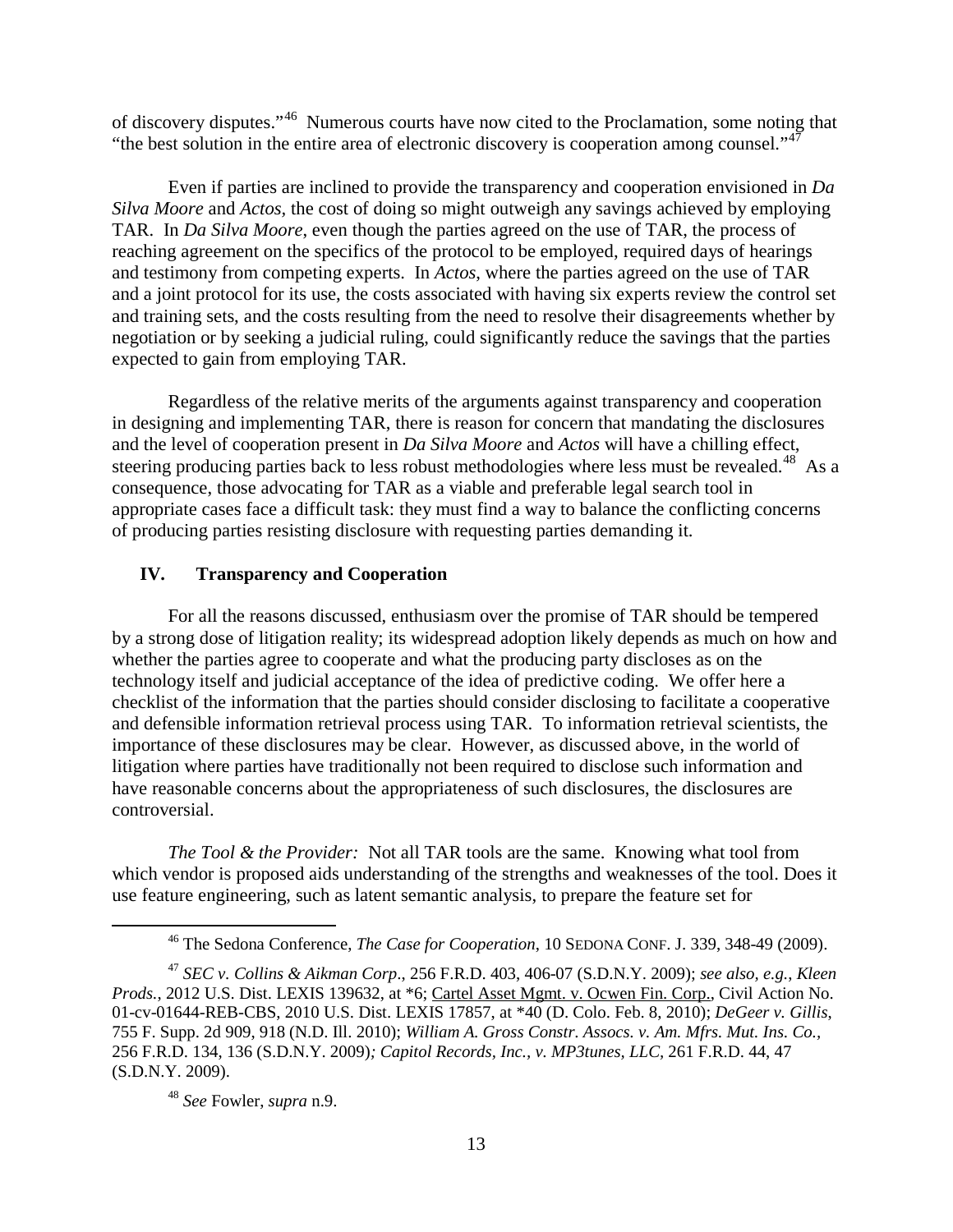of discovery disputes."[46] Numerous courts have now cited to the Proclamation, some noting that "the best solution in the entire area of electronic discovery is cooperation among counsel."[47]

Even if parties are inclined to provide the transparency and cooperation envisioned in *Da Silva Moore* and *Actos*, the cost of doing so might outweigh any savings achieved by employing TAR. In *Da Silva Moore*, even though the parties agreed on the use of TAR, the process of reaching agreement on the specifics of the protocol to be employed, required days of hearings and testimony from competing experts. In *Actos*, where the parties agreed on the use of TAR and a joint protocol for its use, the costs associated with having six experts review the control set and training sets, and the costs resulting from the need to resolve their disagreements whether by negotiation or by seeking a judicial ruling, could significantly reduce the savings that the parties expected to gain from employing TAR.

Regardless of the relative merits of the arguments against transparency and cooperation in designing and implementing TAR, there is reason for concern that mandating the disclosures and the level of cooperation present in *Da Silva Moore* and *Actos* will have a chilling effect, steering producing parties back to less robust methodologies where less must be revealed.[48] As a consequence, those advocating for TAR as a viable and preferable legal search tool in appropriate cases face a difficult task: they must find a way to balance the conflicting concerns of producing parties resisting disclosure with requesting parties demanding it.

## IV. Transparency and Cooperation

For all the reasons discussed, enthusiasm over the promise of TAR should be tempered by a strong dose of litigation reality; its widespread adoption likely depends as much on how and whether the parties agree to cooperate and what the producing party discloses as on the technology itself and judicial acceptance of the idea of predictive coding. We offer here a checklist of the information that the parties should consider disclosing to facilitate a cooperative and defensible information retrieval process using TAR. To information retrieval scientists, the importance of these disclosures may be clear. However, as discussed above, in the world of litigation where parties have traditionally not been required to disclose such information and have reasonable concerns about the appropriateness of such disclosures, the disclosures are controversial.

*The Tool & the Provider:* Not all TAR tools are the same. Knowing what tool from which vendor is proposed aids understanding of the strengths and weaknesses of the tool. Does it use feature engineering, such as latent semantic analysis, to prepare the feature set for

---

[46] The Sedona Conference, *The Case for Cooperation*, 10 SEDONA CONF. J. 339, 348-49 (2009).

[47] *SEC v. Collins & Aikman Corp*., 256 F.R.D. 403, 406-07 (S.D.N.Y. 2009); *see also, e.g.*, *Kleen Prods.*, 2012 U.S. Dist. LEXIS 139632, at *6; Cartel Asset Mgmt. v. Ocwen Fin. Corp., Civil Action No. 01-cv-01644-REB-CBS, 2010 U.S. Dist. LEXIS 17857, at *40 (D. Colo. Feb. 8, 2010); *DeGeer v. Gillis*, 755 F. Supp. 2d 909, 918 (N.D. Ill. 2010); *William A. Gross Constr. Assocs. v. Am. Mfrs. Mut. Ins. Co.*, 256 F.R.D. 134, 136 (S.D.N.Y. 2009)*; Capitol Records, Inc., v. MP3tunes, LLC*, 261 F.R.D. 44, 47 (S.D.N.Y. 2009).

[48] *See* Fowler, *supra* n.9.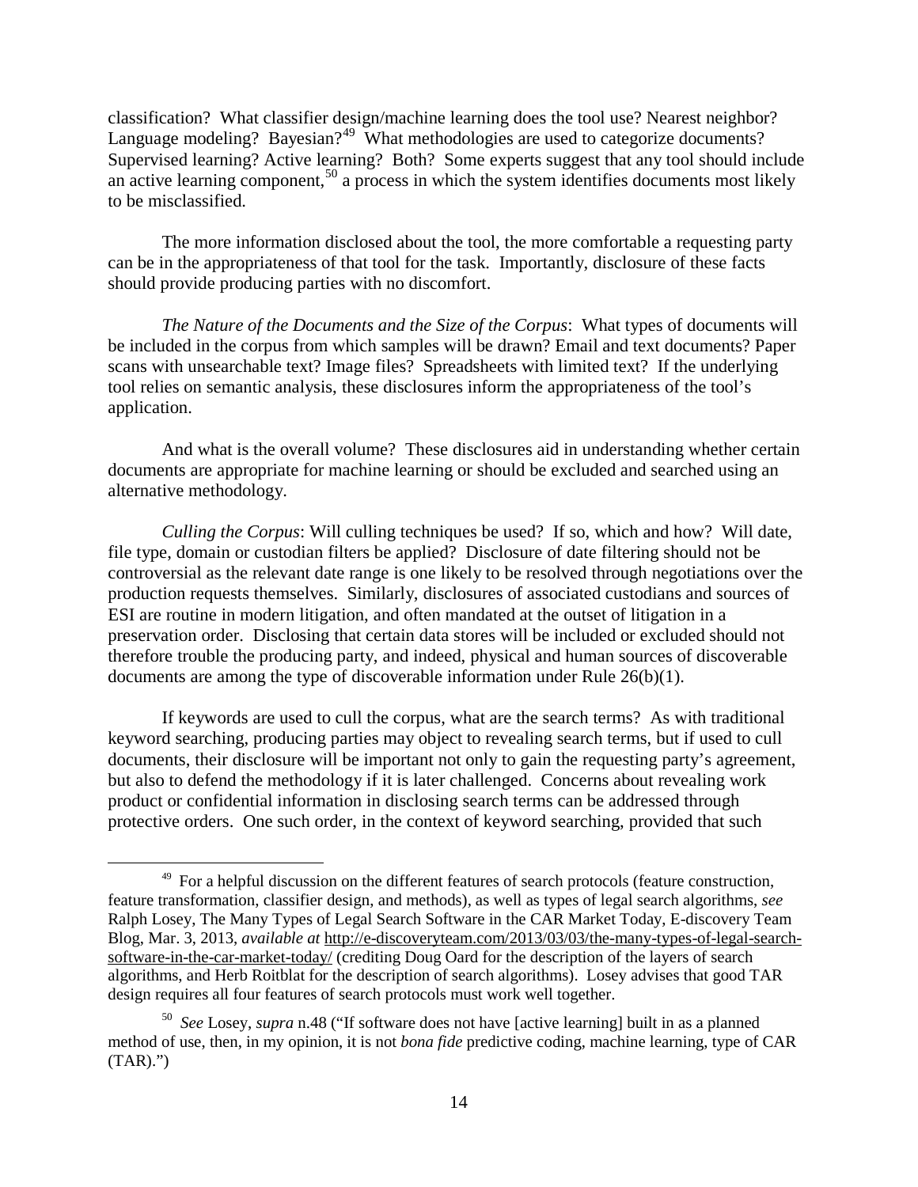classification? What classifier design/machine learning does the tool use? Nearest neighbor? Language modeling? Bayesian?[49] What methodologies are used to categorize documents? Supervised learning? Active learning? Both? Some experts suggest that any tool should include an active learning component,[50] a process in which the system identifies documents most likely to be misclassified.

The more information disclosed about the tool, the more comfortable a requesting party can be in the appropriateness of that tool for the task. Importantly, disclosure of these facts should provide producing parties with no discomfort.

*The Nature of the Documents and the Size of the Corpus*: What types of documents will be included in the corpus from which samples will be drawn? Email and text documents? Paper scans with unsearchable text? Image files? Spreadsheets with limited text? If the underlying tool relies on semantic analysis, these disclosures inform the appropriateness of the tool's application.

And what is the overall volume? These disclosures aid in understanding whether certain documents are appropriate for machine learning or should be excluded and searched using an alternative methodology.

*Culling the Corpus*: Will culling techniques be used? If so, which and how? Will date, file type, domain or custodian filters be applied? Disclosure of date filtering should not be controversial as the relevant date range is one likely to be resolved through negotiations over the production requests themselves. Similarly, disclosures of associated custodians and sources of ESI are routine in modern litigation, and often mandated at the outset of litigation in a preservation order. Disclosing that certain data stores will be included or excluded should not therefore trouble the producing party, and indeed, physical and human sources of discoverable documents are among the type of discoverable information under Rule 26(b)(1).

If keywords are used to cull the corpus, what are the search terms? As with traditional keyword searching, producing parties may object to revealing search terms, but if used to cull documents, their disclosure will be important not only to gain the requesting party's agreement, but also to defend the methodology if it is later challenged. Concerns about revealing work product or confidential information in disclosing search terms can be addressed through protective orders. One such order, in the context of keyword searching, provided that such

---

[49] For a helpful discussion on the different features of search protocols (feature construction, feature transformation, classifier design, and methods), as well as types of legal search algorithms, *see* Ralph Losey, The Many Types of Legal Search Software in the CAR Market Today, E-discovery Team Blog, Mar. 3, 2013, *available at* http://e-discoveryteam.com/2013/03/03/the-many-types-of-legal-search-software-in-the-car-market-today/ (crediting Doug Oard for the description of the layers of search algorithms, and Herb Roitblat for the description of search algorithms). Losey advises that good TAR design requires all four features of search protocols must work well together.

[50] *See* Losey, *supra* n.48 ("If software does not have [active learning] built in as a planned method of use, then, in my opinion, it is not *bona fide* predictive coding, machine learning, type of CAR (TAR).")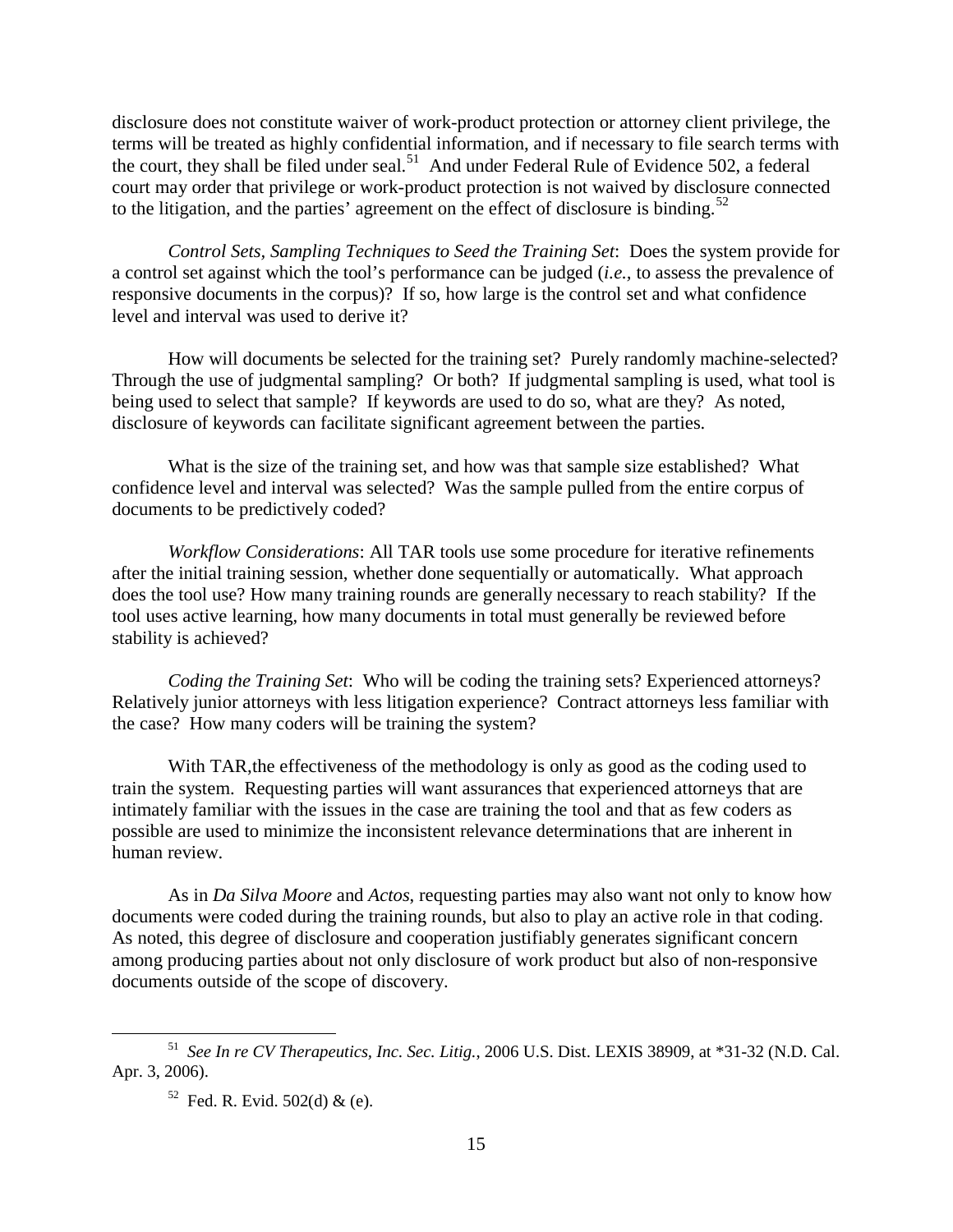disclosure does not constitute waiver of work-product protection or attorney client privilege, the terms will be treated as highly confidential information, and if necessary to file search terms with the court, they shall be filed under seal.[51] And under Federal Rule of Evidence 502, a federal court may order that privilege or work-product protection is not waived by disclosure connected to the litigation, and the parties' agreement on the effect of disclosure is binding.[52]

*Control Sets, Sampling Techniques to Seed the Training Set*: Does the system provide for a control set against which the tool's performance can be judged (*i.e.*, to assess the prevalence of responsive documents in the corpus)? If so, how large is the control set and what confidence level and interval was used to derive it?

How will documents be selected for the training set? Purely randomly machine-selected? Through the use of judgmental sampling? Or both? If judgmental sampling is used, what tool is being used to select that sample? If keywords are used to do so, what are they? As noted, disclosure of keywords can facilitate significant agreement between the parties.

What is the size of the training set, and how was that sample size established? What confidence level and interval was selected? Was the sample pulled from the entire corpus of documents to be predictively coded?

*Workflow Considerations*: All TAR tools use some procedure for iterative refinements after the initial training session, whether done sequentially or automatically. What approach does the tool use? How many training rounds are generally necessary to reach stability? If the tool uses active learning, how many documents in total must generally be reviewed before stability is achieved?

*Coding the Training Set*: Who will be coding the training sets? Experienced attorneys? Relatively junior attorneys with less litigation experience? Contract attorneys less familiar with the case? How many coders will be training the system?

With TAR,the effectiveness of the methodology is only as good as the coding used to train the system. Requesting parties will want assurances that experienced attorneys that are intimately familiar with the issues in the case are training the tool and that as few coders as possible are used to minimize the inconsistent relevance determinations that are inherent in human review.

As in *Da Silva Moore* and *Actos*, requesting parties may also want not only to know how documents were coded during the training rounds, but also to play an active role in that coding. As noted, this degree of disclosure and cooperation justifiably generates significant concern among producing parties about not only disclosure of work product but also of non-responsive documents outside of the scope of discovery.

---

[51] *See In re CV Therapeutics, Inc. Sec. Litig.*, 2006 U.S. Dist. LEXIS 38909, at *31-32 (N.D. Cal. Apr. 3, 2006).

[52] Fed. R. Evid. 502(d) & (e).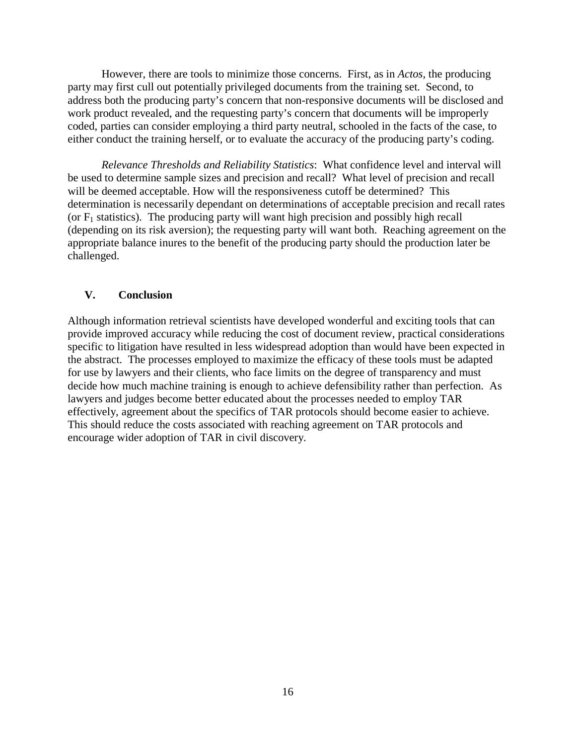However, there are tools to minimize those concerns. First, as in *Actos*, the producing party may first cull out potentially privileged documents from the training set. Second, to address both the producing party's concern that non-responsive documents will be disclosed and work product revealed, and the requesting party's concern that documents will be improperly coded, parties can consider employing a third party neutral, schooled in the facts of the case, to either conduct the training herself, or to evaluate the accuracy of the producing party's coding.

*Relevance Thresholds and Reliability Statistics*: What confidence level and interval will be used to determine sample sizes and precision and recall? What level of precision and recall will be deemed acceptable. How will the responsiveness cutoff be determined? This determination is necessarily dependant on determinations of acceptable precision and recall rates (or $F_1$ statistics). The producing party will want high precision and possibly high recall (depending on its risk aversion); the requesting party will want both. Reaching agreement on the appropriate balance inures to the benefit of the producing party should the production later be challenged.

## V. Conclusion

Although information retrieval scientists have developed wonderful and exciting tools that can provide improved accuracy while reducing the cost of document review, practical considerations specific to litigation have resulted in less widespread adoption than would have been expected in the abstract. The processes employed to maximize the efficacy of these tools must be adapted for use by lawyers and their clients, who face limits on the degree of transparency and must decide how much machine training is enough to achieve defensibility rather than perfection. As lawyers and judges become better educated about the processes needed to employ TAR effectively, agreement about the specifics of TAR protocols should become easier to achieve. This should reduce the costs associated with reaching agreement on TAR protocols and encourage wider adoption of TAR in civil discovery.